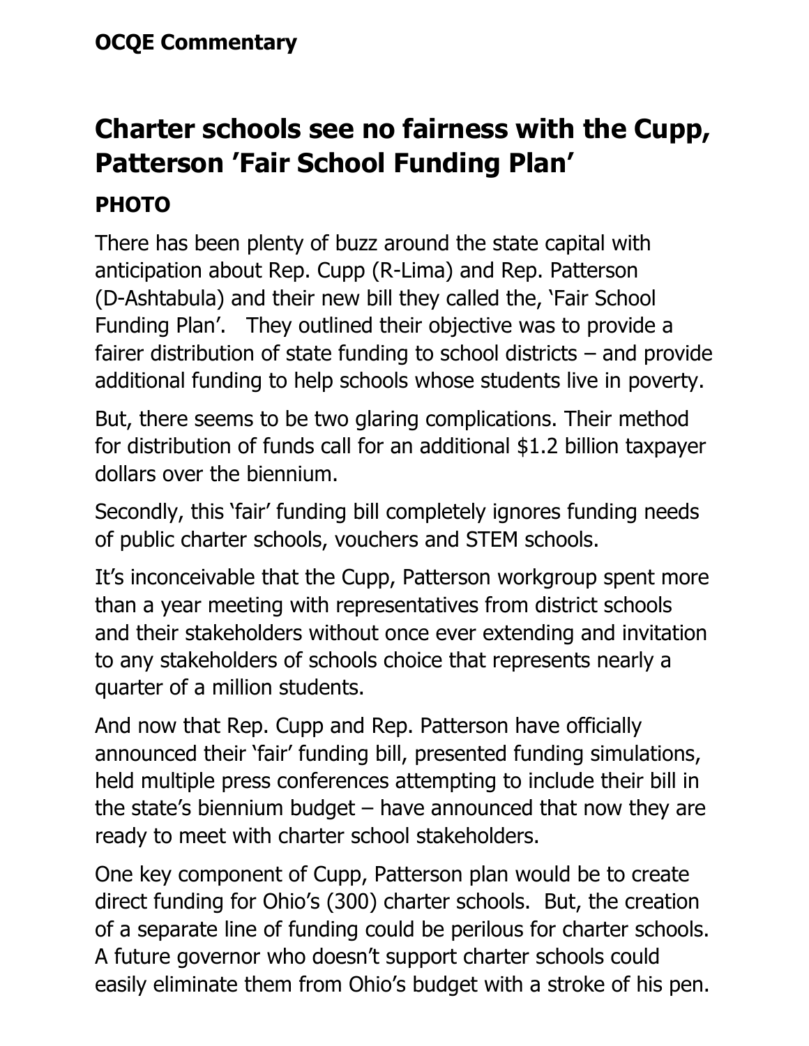**OCQE Commentary**

# Charter schools see no fairness with the Cupp, Patterson 'Fair School Funding Plan'

### PHOTO

There has been plenty of buzz around the state capital with anticipation about Rep. Cupp (R-Lima) and Rep. Patterson (D-Ashtabula) and their new bill they called the, 'Fair School Funding Plan'. They outlined their objective was to provide a fairer distribution of state funding to school districts – and provide additional funding to help schools whose students live in poverty.

But, there seems to be two glaring complications. Their method for distribution of funds call for an additional $1.2 billion taxpayer dollars over the biennium.

Secondly, this 'fair' funding bill completely ignores funding needs of public charter schools, vouchers and STEM schools.

It's inconceivable that the Cupp, Patterson workgroup spent more than a year meeting with representatives from district schools and their stakeholders without once ever extending and invitation to any stakeholders of schools choice that represents nearly a quarter of a million students.

And now that Rep. Cupp and Rep. Patterson have officially announced their 'fair' funding bill, presented funding simulations, held multiple press conferences attempting to include their bill in the state's biennium budget – have announced that now they are ready to meet with charter school stakeholders.

One key component of Cupp, Patterson plan would be to create direct funding for Ohio's (300) charter schools. But, the creation of a separate line of funding could be perilous for charter schools. A future governor who doesn't support charter schools could easily eliminate them from Ohio's budget with a stroke of his pen.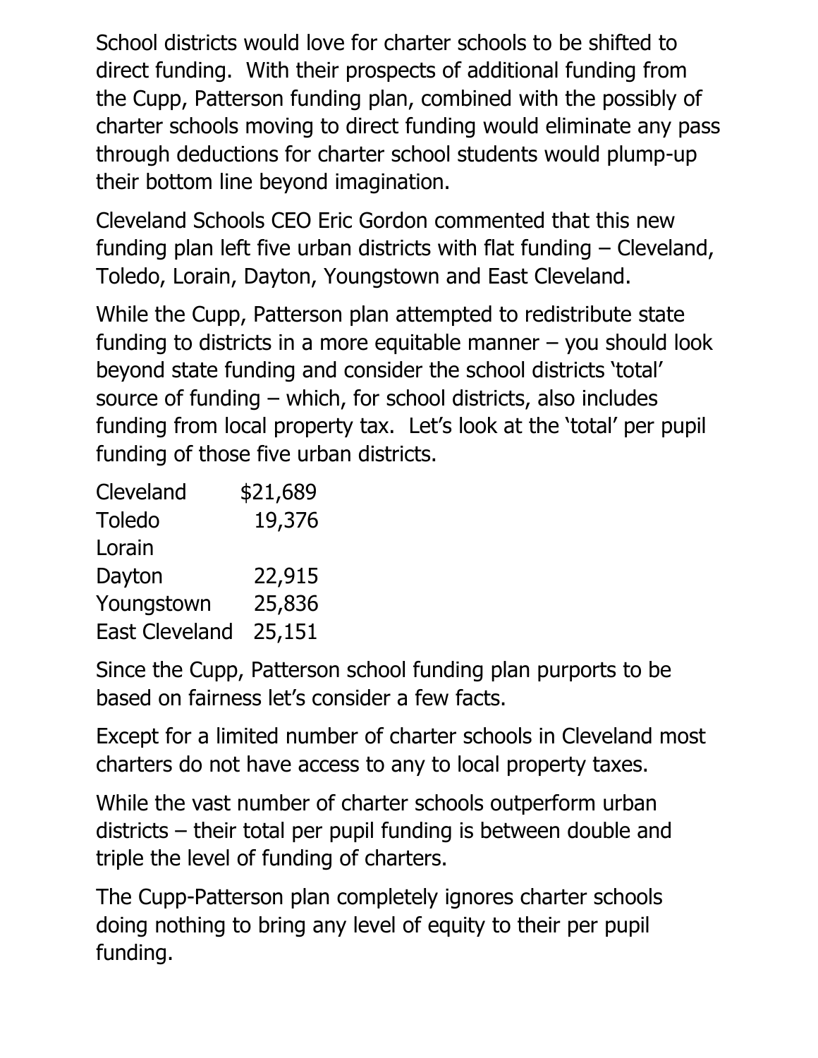School districts would love for charter schools to be shifted to direct funding. With their prospects of additional funding from the Cupp, Patterson funding plan, combined with the possibly of charter schools moving to direct funding would eliminate any pass through deductions for charter school students would plump-up their bottom line beyond imagination.

Cleveland Schools CEO Eric Gordon commented that this new funding plan left five urban districts with flat funding – Cleveland, Toledo, Lorain, Dayton, Youngstown and East Cleveland.

While the Cupp, Patterson plan attempted to redistribute state funding to districts in a more equitable manner – you should look beyond state funding and consider the school districts 'total' source of funding – which, for school districts, also includes funding from local property tax. Let's look at the 'total' per pupil funding of those five urban districts.

| | |
|---|---|
| Cleveland | $21,689 |
| Toledo | 19,376 |
| Lorain | |
| Dayton | 22,915 |
| Youngstown | 25,836 |
| East Cleveland | 25,151 |

Since the Cupp, Patterson school funding plan purports to be based on fairness let's consider a few facts.

Except for a limited number of charter schools in Cleveland most charters do not have access to any to local property taxes.

While the vast number of charter schools outperform urban districts – their total per pupil funding is between double and triple the level of funding of charters.

The Cupp-Patterson plan completely ignores charter schools doing nothing to bring any level of equity to their per pupil funding.